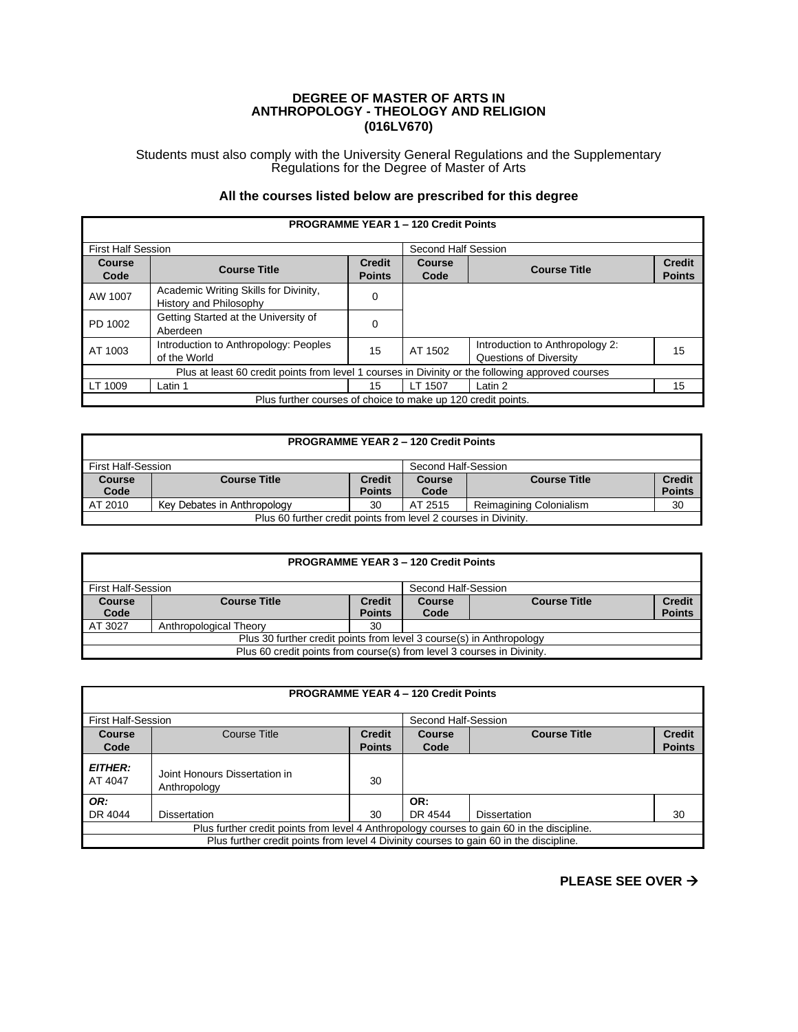# DEGREE OF MASTER OF ARTS IN ANTHROPOLOGY - THEOLOGY AND RELIGION (016LV670)

Students must also comply with the University General Regulations and the Supplementary Regulations for the Degree of Master of Arts

**All the courses listed below are prescribed for this degree**

| **PROGRAMME YEAR 1 – 120 Credit Points** | | | | | |
|---|---|---|---|---|---|
| First Half Session | | | Second Half Session | | |
| **Course Code** | **Course Title** | **Credit Points** | **Course Code** | **Course Title** | **Credit Points** |
| AW 1007 | Academic Writing Skills for Divinity, History and Philosophy | 0 | | | |
| PD 1002 | Getting Started at the University of Aberdeen | 0 | | | |
| AT 1003 | Introduction to Anthropology: Peoples of the World | 15 | AT 1502 | Introduction to Anthropology 2: Questions of Diversity | 15 |
| Plus at least 60 credit points from level 1 courses in Divinity or the following approved courses | | | | | |
| LT 1009 | Latin 1 | 15 | LT 1507 | Latin 2 | 15 |
| Plus further courses of choice to make up 120 credit points. | | | | | |

| **PROGRAMME YEAR 2 – 120 Credit Points** | | | | | |
|---|---|---|---|---|---|
| First Half-Session | | | Second Half-Session | | |
| **Course Code** | **Course Title** | **Credit Points** | **Course Code** | **Course Title** | **Credit Points** |
| AT 2010 | Key Debates in Anthropology | 30 | AT 2515 | Reimagining Colonialism | 30 |
| Plus 60 further credit points from level 2 courses in Divinity. | | | | | |

| **PROGRAMME YEAR 3 – 120 Credit Points** | | | | | |
|---|---|---|---|---|---|
| First Half-Session | | | Second Half-Session | | |
| **Course Code** | **Course Title** | **Credit Points** | **Course Code** | **Course Title** | **Credit Points** |
| AT 3027 | Anthropological Theory | 30 | | | |
| Plus 30 further credit points from level 3 course(s) in Anthropology | | | | | |
| Plus 60 credit points from course(s) from level 3 courses in Divinity. | | | | | |

| **PROGRAMME YEAR 4 – 120 Credit Points** | | | | | |
|---|---|---|---|---|---|
| First Half-Session | | | Second Half-Session | | |
| **Course Code** | Course Title | **Credit Points** | **Course Code** | **Course Title** | **Credit Points** |
| ***EITHER:*** AT 4047 | Joint Honours Dissertation in Anthropology | 30 | | | |
| ***OR:*** DR 4044 | Dissertation | 30 | **OR:** DR 4544 | Dissertation | 30 |
| Plus further credit points from level 4 Anthropology courses to gain 60 in the discipline. | | | | | |
| Plus further credit points from level 4 Divinity courses to gain 60 in the discipline. | | | | | |

**PLEASE SEE OVER →**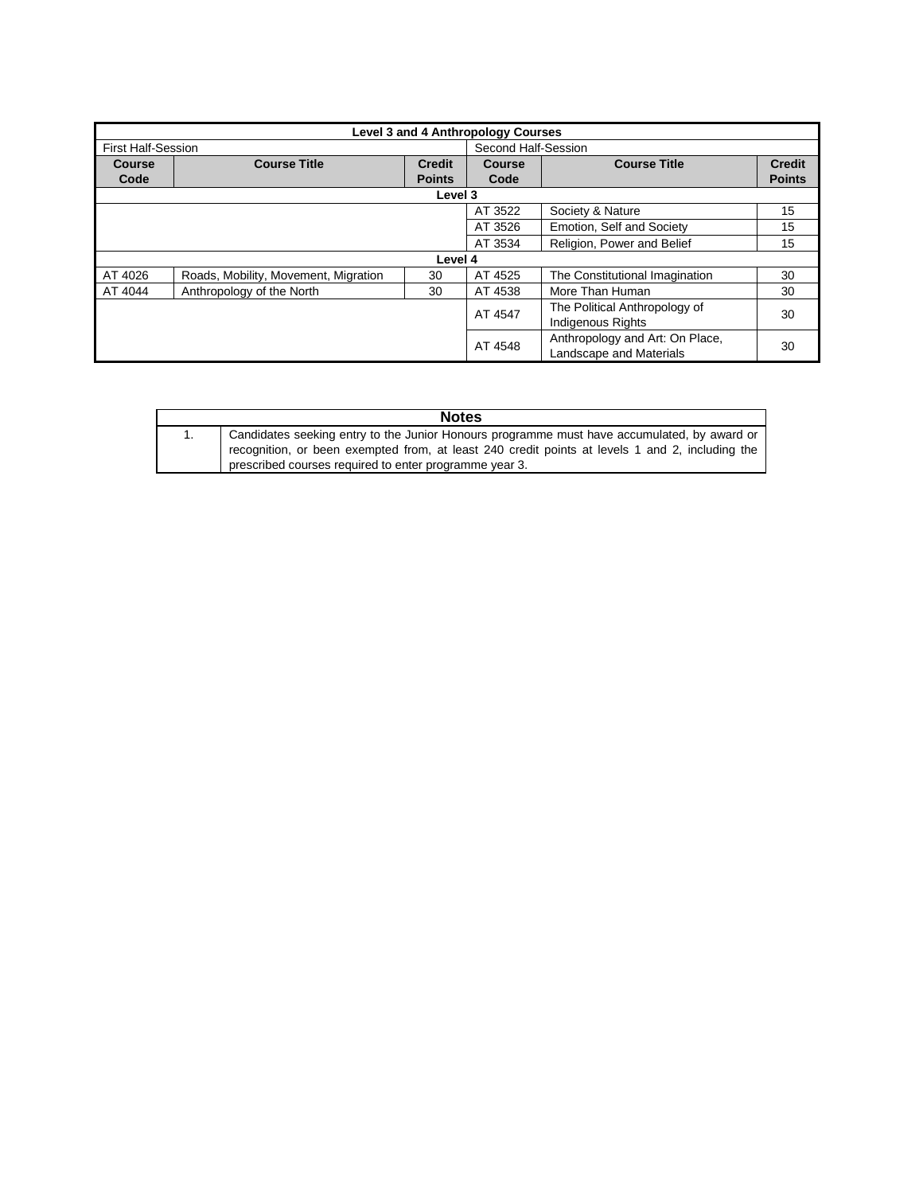| Level 3 and 4 Anthropology Courses | | | | | |
|---|---|---|---|---|---|
| First Half-Session | | | Second Half-Session | | |
| **Course Code** | **Course Title** | **Credit Points** | **Course Code** | **Course Title** | **Credit Points** |
| **Level 3** | | | | | |
| | | | AT 3522 | Society & Nature | 15 |
| | | | AT 3526 | Emotion, Self and Society | 15 |
| | | | AT 3534 | Religion, Power and Belief | 15 |
| **Level 4** | | | | | |
| AT 4026 | Roads, Mobility, Movement, Migration | 30 | AT 4525 | The Constitutional Imagination | 30 |
| AT 4044 | Anthropology of the North | 30 | AT 4538 | More Than Human | 30 |
| | | | AT 4547 | The Political Anthropology of Indigenous Rights | 30 |
| | | | AT 4548 | Anthropology and Art: On Place, Landscape and Materials | 30 |

| Notes | |
|---|---|
| 1. | Candidates seeking entry to the Junior Honours programme must have accumulated, by award or recognition, or been exempted from, at least 240 credit points at levels 1 and 2, including the prescribed courses required to enter programme year 3. |